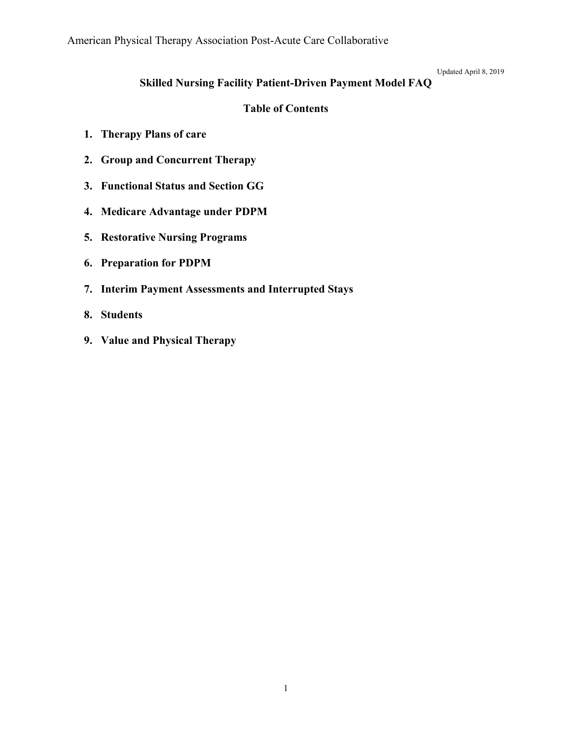American Physical Therapy Association Post-Acute Care Collaborative

Updated April 8, 2019

# Skilled Nursing Facility Patient-Driven Payment Model FAQ

## Table of Contents

1. **Therapy Plans of care**
2. **Group and Concurrent Therapy**
3. **Functional Status and Section GG**
4. **Medicare Advantage under PDPM**
5. **Restorative Nursing Programs**
6. **Preparation for PDPM**
7. **Interim Payment Assessments and Interrupted Stays**
8. **Students**
9. **Value and Physical Therapy**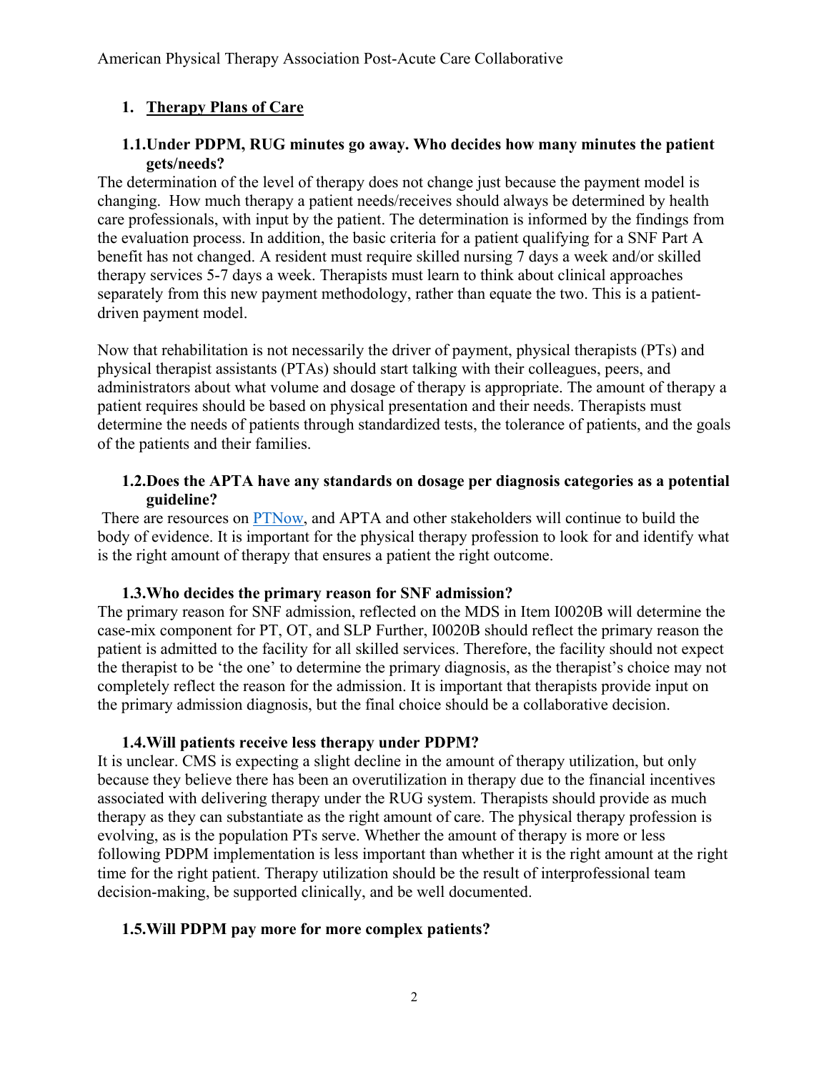## 1. Therapy Plans of Care

### 1.1. Under PDPM, RUG minutes go away. Who decides how many minutes the patient gets/needs?

The determination of the level of therapy does not change just because the payment model is changing. How much therapy a patient needs/receives should always be determined by health care professionals, with input by the patient. The determination is informed by the findings from the evaluation process. In addition, the basic criteria for a patient qualifying for a SNF Part A benefit has not changed. A resident must require skilled nursing 7 days a week and/or skilled therapy services 5-7 days a week. Therapists must learn to think about clinical approaches separately from this new payment methodology, rather than equate the two. This is a patient-driven payment model.

Now that rehabilitation is not necessarily the driver of payment, physical therapists (PTs) and physical therapist assistants (PTAs) should start talking with their colleagues, peers, and administrators about what volume and dosage of therapy is appropriate. The amount of therapy a patient requires should be based on physical presentation and their needs. Therapists must determine the needs of patients through standardized tests, the tolerance of patients, and the goals of the patients and their families.

### 1.2. Does the APTA have any standards on dosage per diagnosis categories as a potential guideline?

There are resources on [PTNow](), and APTA and other stakeholders will continue to build the body of evidence. It is important for the physical therapy profession to look for and identify what is the right amount of therapy that ensures a patient the right outcome.

### 1.3. Who decides the primary reason for SNF admission?

The primary reason for SNF admission, reflected on the MDS in Item I0020B will determine the case-mix component for PT, OT, and SLP Further, I0020B should reflect the primary reason the patient is admitted to the facility for all skilled services. Therefore, the facility should not expect the therapist to be 'the one' to determine the primary diagnosis, as the therapist's choice may not completely reflect the reason for the admission. It is important that therapists provide input on the primary admission diagnosis, but the final choice should be a collaborative decision.

### 1.4. Will patients receive less therapy under PDPM?

It is unclear. CMS is expecting a slight decline in the amount of therapy utilization, but only because they believe there has been an overutilization in therapy due to the financial incentives associated with delivering therapy under the RUG system. Therapists should provide as much therapy as they can substantiate as the right amount of care. The physical therapy profession is evolving, as is the population PTs serve. Whether the amount of therapy is more or less following PDPM implementation is less important than whether it is the right amount at the right time for the right patient. Therapy utilization should be the result of interprofessional team decision-making, be supported clinically, and be well documented.

### 1.5. Will PDPM pay more for more complex patients?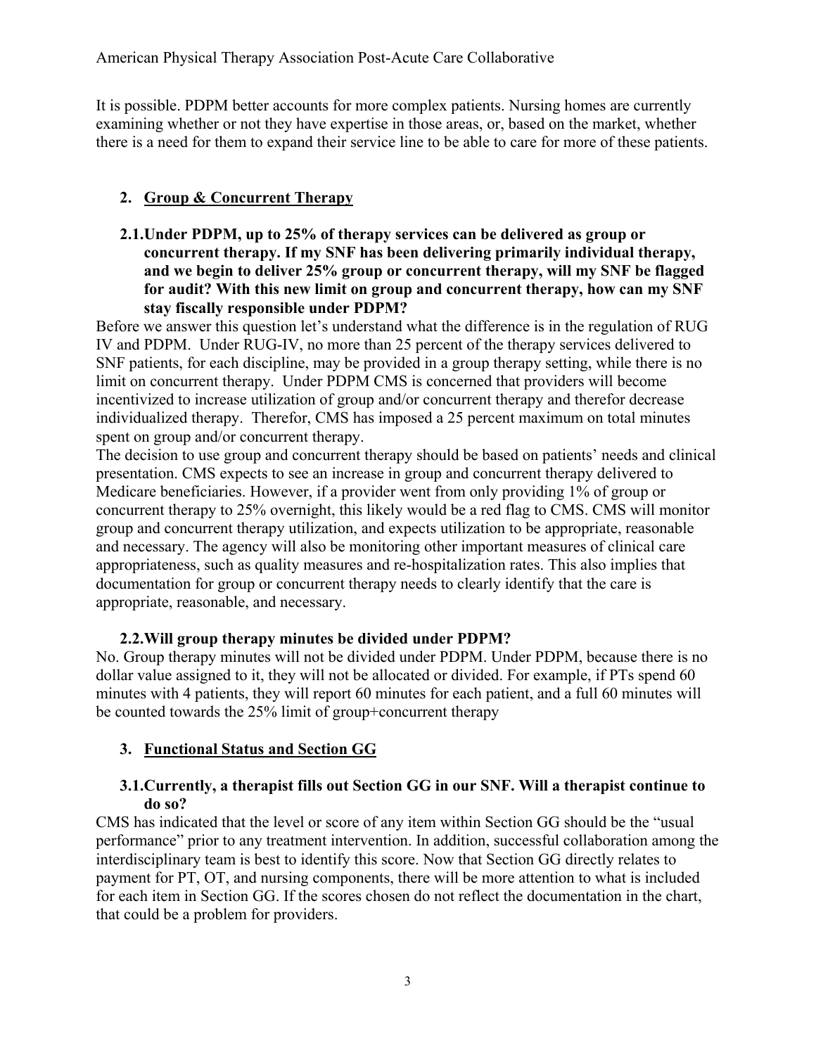It is possible. PDPM better accounts for more complex patients. Nursing homes are currently examining whether or not they have expertise in those areas, or, based on the market, whether there is a need for them to expand their service line to be able to care for more of these patients.

## 2. Group & Concurrent Therapy

### 2.1. Under PDPM, up to 25% of therapy services can be delivered as group or concurrent therapy. If my SNF has been delivering primarily individual therapy, and we begin to deliver 25% group or concurrent therapy, will my SNF be flagged for audit? With this new limit on group and concurrent therapy, how can my SNF stay fiscally responsible under PDPM?

Before we answer this question let's understand what the difference is in the regulation of RUG IV and PDPM. Under RUG-IV, no more than 25 percent of the therapy services delivered to SNF patients, for each discipline, may be provided in a group therapy setting, while there is no limit on concurrent therapy. Under PDPM CMS is concerned that providers will become incentivized to increase utilization of group and/or concurrent therapy and therefor decrease individualized therapy. Therefor, CMS has imposed a 25 percent maximum on total minutes spent on group and/or concurrent therapy.

The decision to use group and concurrent therapy should be based on patients' needs and clinical presentation. CMS expects to see an increase in group and concurrent therapy delivered to Medicare beneficiaries. However, if a provider went from only providing 1% of group or concurrent therapy to 25% overnight, this likely would be a red flag to CMS. CMS will monitor group and concurrent therapy utilization, and expects utilization to be appropriate, reasonable and necessary. The agency will also be monitoring other important measures of clinical care appropriateness, such as quality measures and re-hospitalization rates. This also implies that documentation for group or concurrent therapy needs to clearly identify that the care is appropriate, reasonable, and necessary.

### 2.2. Will group therapy minutes be divided under PDPM?

No. Group therapy minutes will not be divided under PDPM. Under PDPM, because there is no dollar value assigned to it, they will not be allocated or divided. For example, if PTs spend 60 minutes with 4 patients, they will report 60 minutes for each patient, and a full 60 minutes will be counted towards the 25% limit of group+concurrent therapy

## 3. Functional Status and Section GG

### 3.1. Currently, a therapist fills out Section GG in our SNF. Will a therapist continue to do so?

CMS has indicated that the level or score of any item within Section GG should be the "usual performance" prior to any treatment intervention. In addition, successful collaboration among the interdisciplinary team is best to identify this score. Now that Section GG directly relates to payment for PT, OT, and nursing components, there will be more attention to what is included for each item in Section GG. If the scores chosen do not reflect the documentation in the chart, that could be a problem for providers.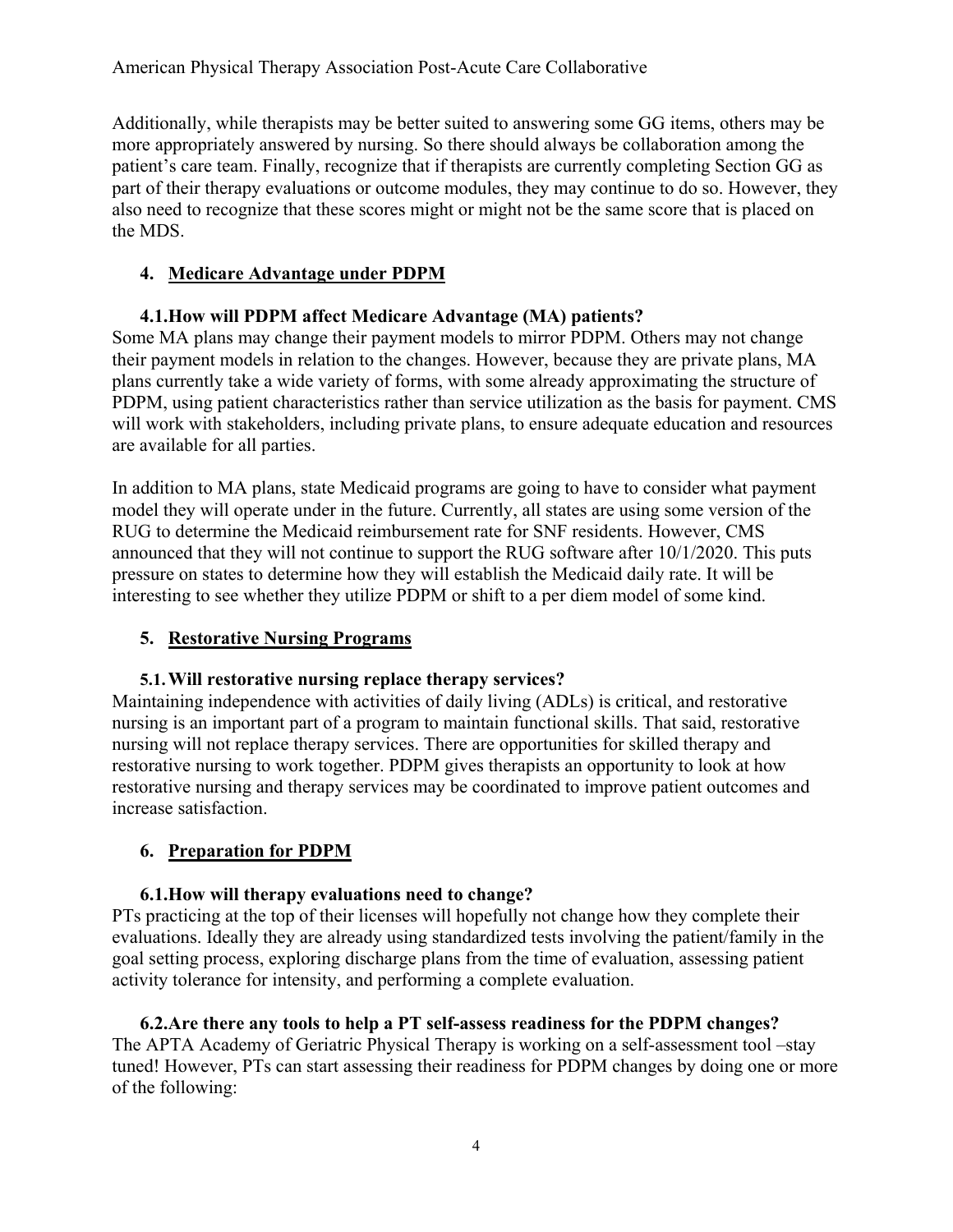Additionally, while therapists may be better suited to answering some GG items, others may be more appropriately answered by nursing. So there should always be collaboration among the patient's care team. Finally, recognize that if therapists are currently completing Section GG as part of their therapy evaluations or outcome modules, they may continue to do so. However, they also need to recognize that these scores might or might not be the same score that is placed on the MDS.

## 4. Medicare Advantage under PDPM

### 4.1. How will PDPM affect Medicare Advantage (MA) patients?

Some MA plans may change their payment models to mirror PDPM. Others may not change their payment models in relation to the changes. However, because they are private plans, MA plans currently take a wide variety of forms, with some already approximating the structure of PDPM, using patient characteristics rather than service utilization as the basis for payment. CMS will work with stakeholders, including private plans, to ensure adequate education and resources are available for all parties.

In addition to MA plans, state Medicaid programs are going to have to consider what payment model they will operate under in the future. Currently, all states are using some version of the RUG to determine the Medicaid reimbursement rate for SNF residents. However, CMS announced that they will not continue to support the RUG software after 10/1/2020. This puts pressure on states to determine how they will establish the Medicaid daily rate. It will be interesting to see whether they utilize PDPM or shift to a per diem model of some kind.

## 5. Restorative Nursing Programs

### 5.1. Will restorative nursing replace therapy services?

Maintaining independence with activities of daily living (ADLs) is critical, and restorative nursing is an important part of a program to maintain functional skills. That said, restorative nursing will not replace therapy services. There are opportunities for skilled therapy and restorative nursing to work together. PDPM gives therapists an opportunity to look at how restorative nursing and therapy services may be coordinated to improve patient outcomes and increase satisfaction.

## 6. Preparation for PDPM

### 6.1. How will therapy evaluations need to change?

PTs practicing at the top of their licenses will hopefully not change how they complete their evaluations. Ideally they are already using standardized tests involving the patient/family in the goal setting process, exploring discharge plans from the time of evaluation, assessing patient activity tolerance for intensity, and performing a complete evaluation.

### 6.2. Are there any tools to help a PT self-assess readiness for the PDPM changes?

The APTA Academy of Geriatric Physical Therapy is working on a self-assessment tool –stay tuned! However, PTs can start assessing their readiness for PDPM changes by doing one or more of the following: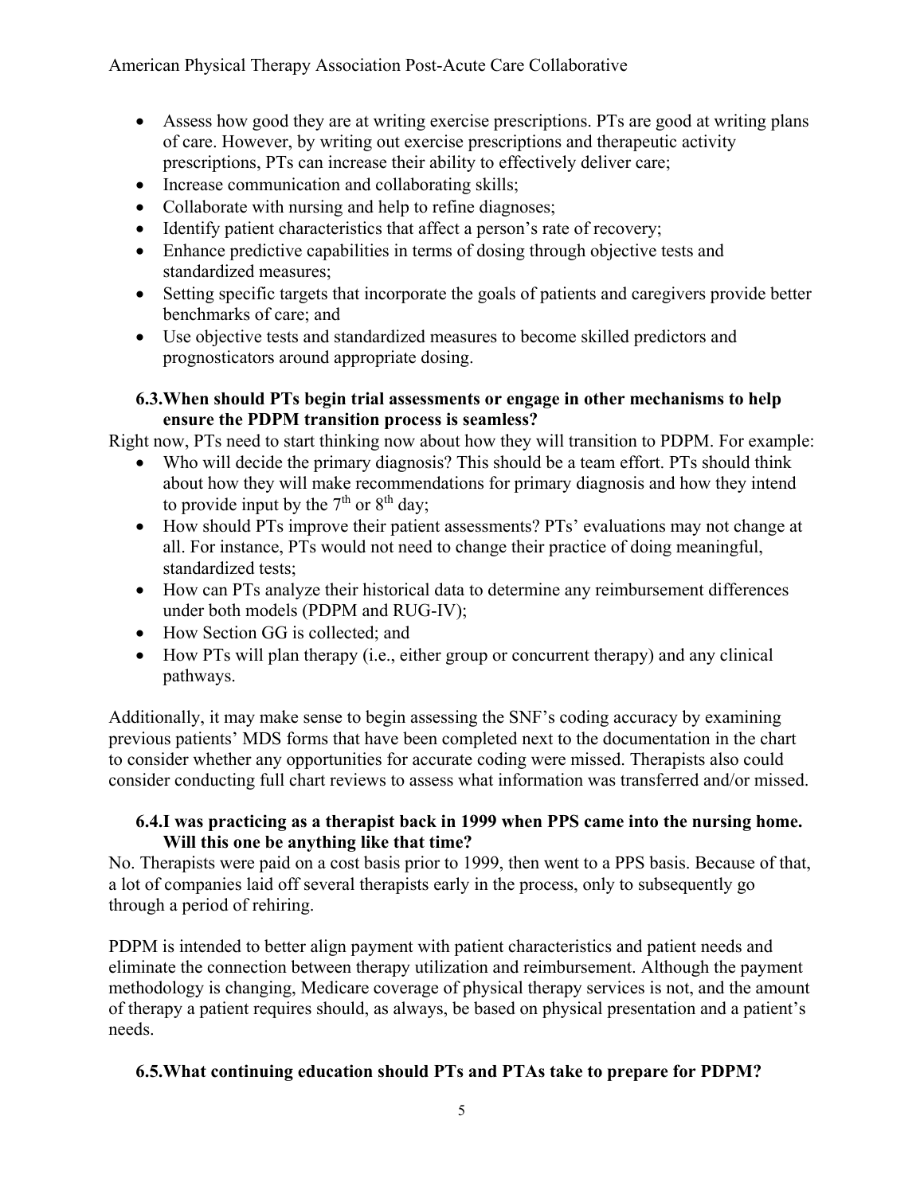- Assess how good they are at writing exercise prescriptions. PTs are good at writing plans of care. However, by writing out exercise prescriptions and therapeutic activity prescriptions, PTs can increase their ability to effectively deliver care;
- Increase communication and collaborating skills;
- Collaborate with nursing and help to refine diagnoses;
- Identify patient characteristics that affect a person's rate of recovery;
- Enhance predictive capabilities in terms of dosing through objective tests and standardized measures;
- Setting specific targets that incorporate the goals of patients and caregivers provide better benchmarks of care; and
- Use objective tests and standardized measures to become skilled predictors and prognosticators around appropriate dosing.

### 6.3. When should PTs begin trial assessments or engage in other mechanisms to help ensure the PDPM transition process is seamless?

Right now, PTs need to start thinking now about how they will transition to PDPM. For example:

- Who will decide the primary diagnosis? This should be a team effort. PTs should think about how they will make recommendations for primary diagnosis and how they intend to provide input by the 7th or 8th day;
- How should PTs improve their patient assessments? PTs' evaluations may not change at all. For instance, PTs would not need to change their practice of doing meaningful, standardized tests;
- How can PTs analyze their historical data to determine any reimbursement differences under both models (PDPM and RUG-IV);
- How Section GG is collected; and
- How PTs will plan therapy (i.e., either group or concurrent therapy) and any clinical pathways.

Additionally, it may make sense to begin assessing the SNF's coding accuracy by examining previous patients' MDS forms that have been completed next to the documentation in the chart to consider whether any opportunities for accurate coding were missed. Therapists also could consider conducting full chart reviews to assess what information was transferred and/or missed.

### 6.4. I was practicing as a therapist back in 1999 when PPS came into the nursing home. Will this one be anything like that time?

No. Therapists were paid on a cost basis prior to 1999, then went to a PPS basis. Because of that, a lot of companies laid off several therapists early in the process, only to subsequently go through a period of rehiring.

PDPM is intended to better align payment with patient characteristics and patient needs and eliminate the connection between therapy utilization and reimbursement. Although the payment methodology is changing, Medicare coverage of physical therapy services is not, and the amount of therapy a patient requires should, as always, be based on physical presentation and a patient's needs.

### 6.5. What continuing education should PTs and PTAs take to prepare for PDPM?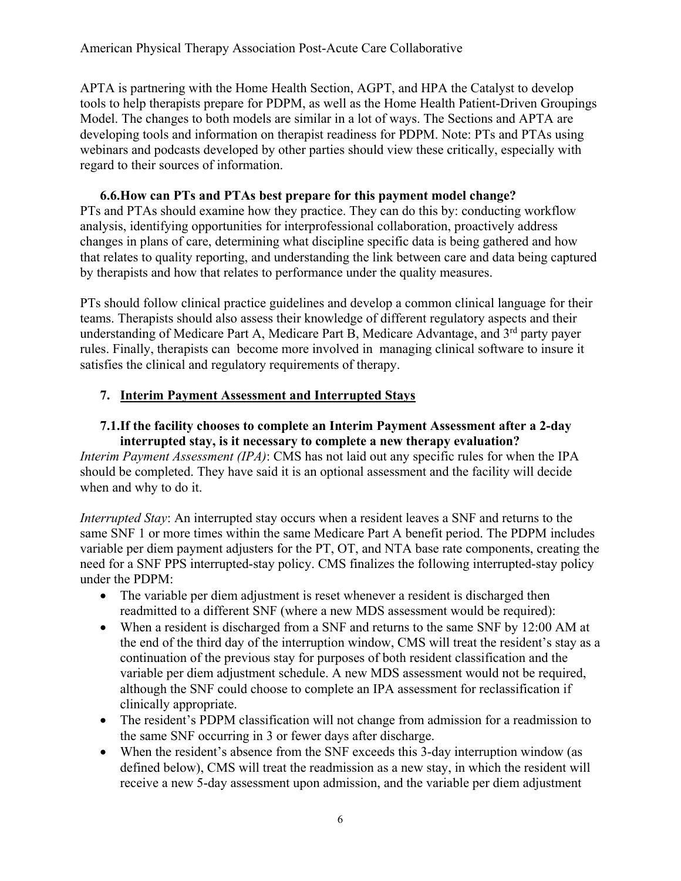APTA is partnering with the Home Health Section, AGPT, and HPA the Catalyst to develop tools to help therapists prepare for PDPM, as well as the Home Health Patient-Driven Groupings Model. The changes to both models are similar in a lot of ways. The Sections and APTA are developing tools and information on therapist readiness for PDPM. Note: PTs and PTAs using webinars and podcasts developed by other parties should view these critically, especially with regard to their sources of information.

### 6.6. How can PTs and PTAs best prepare for this payment model change?

PTs and PTAs should examine how they practice. They can do this by: conducting workflow analysis, identifying opportunities for interprofessional collaboration, proactively address changes in plans of care, determining what discipline specific data is being gathered and how that relates to quality reporting, and understanding the link between care and data being captured by therapists and how that relates to performance under the quality measures.

PTs should follow clinical practice guidelines and develop a common clinical language for their teams. Therapists should also assess their knowledge of different regulatory aspects and their understanding of Medicare Part A, Medicare Part B, Medicare Advantage, and 3rd party payer rules. Finally, therapists can become more involved in managing clinical software to insure it satisfies the clinical and regulatory requirements of therapy.

## 7. Interim Payment Assessment and Interrupted Stays

### 7.1. If the facility chooses to complete an Interim Payment Assessment after a 2-day interrupted stay, is it necessary to complete a new therapy evaluation?

*Interim Payment Assessment (IPA)*: CMS has not laid out any specific rules for when the IPA should be completed. They have said it is an optional assessment and the facility will decide when and why to do it.

*Interrupted Stay*: An interrupted stay occurs when a resident leaves a SNF and returns to the same SNF 1 or more times within the same Medicare Part A benefit period. The PDPM includes variable per diem payment adjusters for the PT, OT, and NTA base rate components, creating the need for a SNF PPS interrupted-stay policy. CMS finalizes the following interrupted-stay policy under the PDPM:

- The variable per diem adjustment is reset whenever a resident is discharged then readmitted to a different SNF (where a new MDS assessment would be required):
- When a resident is discharged from a SNF and returns to the same SNF by 12:00 AM at the end of the third day of the interruption window, CMS will treat the resident's stay as a continuation of the previous stay for purposes of both resident classification and the variable per diem adjustment schedule. A new MDS assessment would not be required, although the SNF could choose to complete an IPA assessment for reclassification if clinically appropriate.
- The resident's PDPM classification will not change from admission for a readmission to the same SNF occurring in 3 or fewer days after discharge.
- When the resident's absence from the SNF exceeds this 3-day interruption window (as defined below), CMS will treat the readmission as a new stay, in which the resident will receive a new 5-day assessment upon admission, and the variable per diem adjustment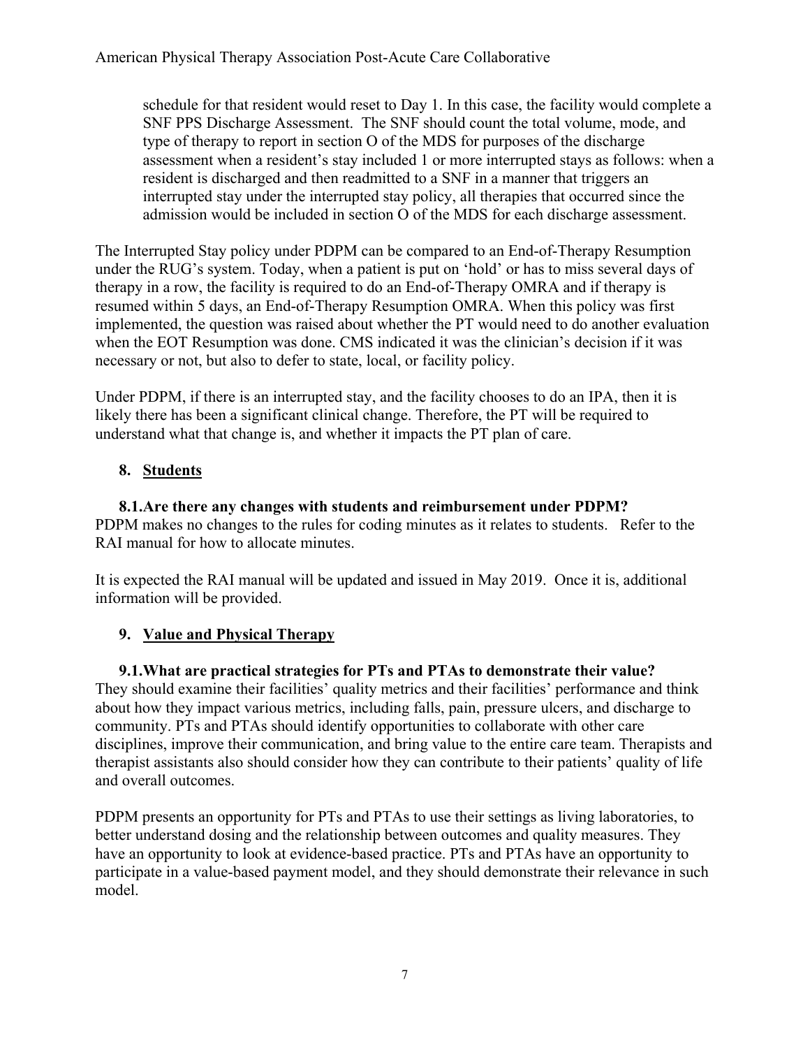schedule for that resident would reset to Day 1. In this case, the facility would complete a SNF PPS Discharge Assessment. The SNF should count the total volume, mode, and type of therapy to report in section O of the MDS for purposes of the discharge assessment when a resident's stay included 1 or more interrupted stays as follows: when a resident is discharged and then readmitted to a SNF in a manner that triggers an interrupted stay under the interrupted stay policy, all therapies that occurred since the admission would be included in section O of the MDS for each discharge assessment.

The Interrupted Stay policy under PDPM can be compared to an End-of-Therapy Resumption under the RUG's system. Today, when a patient is put on 'hold' or has to miss several days of therapy in a row, the facility is required to do an End-of-Therapy OMRA and if therapy is resumed within 5 days, an End-of-Therapy Resumption OMRA. When this policy was first implemented, the question was raised about whether the PT would need to do another evaluation when the EOT Resumption was done. CMS indicated it was the clinician's decision if it was necessary or not, but also to defer to state, local, or facility policy.

Under PDPM, if there is an interrupted stay, and the facility chooses to do an IPA, then it is likely there has been a significant clinical change. Therefore, the PT will be required to understand what that change is, and whether it impacts the PT plan of care.

## 8. Students

### 8.1. Are there any changes with students and reimbursement under PDPM?

PDPM makes no changes to the rules for coding minutes as it relates to students. Refer to the RAI manual for how to allocate minutes.

It is expected the RAI manual will be updated and issued in May 2019. Once it is, additional information will be provided.

## 9. Value and Physical Therapy

### 9.1. What are practical strategies for PTs and PTAs to demonstrate their value?

They should examine their facilities' quality metrics and their facilities' performance and think about how they impact various metrics, including falls, pain, pressure ulcers, and discharge to community. PTs and PTAs should identify opportunities to collaborate with other care disciplines, improve their communication, and bring value to the entire care team. Therapists and therapist assistants also should consider how they can contribute to their patients' quality of life and overall outcomes.

PDPM presents an opportunity for PTs and PTAs to use their settings as living laboratories, to better understand dosing and the relationship between outcomes and quality measures. They have an opportunity to look at evidence-based practice. PTs and PTAs have an opportunity to participate in a value-based payment model, and they should demonstrate their relevance in such model.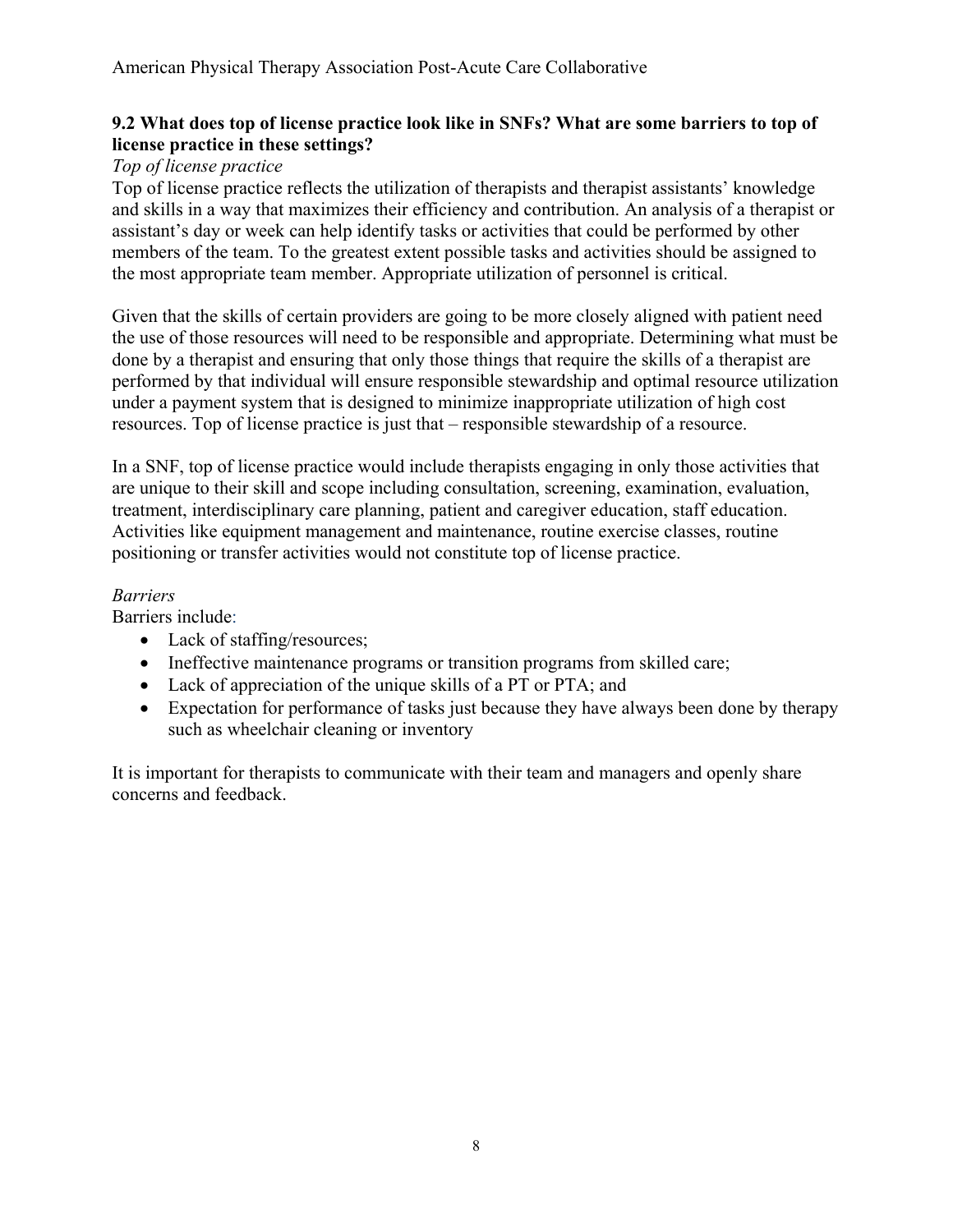**9.2 What does top of license practice look like in SNFs? What are some barriers to top of license practice in these settings?**

*Top of license practice*

Top of license practice reflects the utilization of therapists and therapist assistants' knowledge and skills in a way that maximizes their efficiency and contribution. An analysis of a therapist or assistant's day or week can help identify tasks or activities that could be performed by other members of the team. To the greatest extent possible tasks and activities should be assigned to the most appropriate team member. Appropriate utilization of personnel is critical.

Given that the skills of certain providers are going to be more closely aligned with patient need the use of those resources will need to be responsible and appropriate. Determining what must be done by a therapist and ensuring that only those things that require the skills of a therapist are performed by that individual will ensure responsible stewardship and optimal resource utilization under a payment system that is designed to minimize inappropriate utilization of high cost resources. Top of license practice is just that – responsible stewardship of a resource.

In a SNF, top of license practice would include therapists engaging in only those activities that are unique to their skill and scope including consultation, screening, examination, evaluation, treatment, interdisciplinary care planning, patient and caregiver education, staff education. Activities like equipment management and maintenance, routine exercise classes, routine positioning or transfer activities would not constitute top of license practice.

*Barriers*

Barriers include:

- Lack of staffing/resources;
- Ineffective maintenance programs or transition programs from skilled care;
- Lack of appreciation of the unique skills of a PT or PTA; and
- Expectation for performance of tasks just because they have always been done by therapy such as wheelchair cleaning or inventory

It is important for therapists to communicate with their team and managers and openly share concerns and feedback.